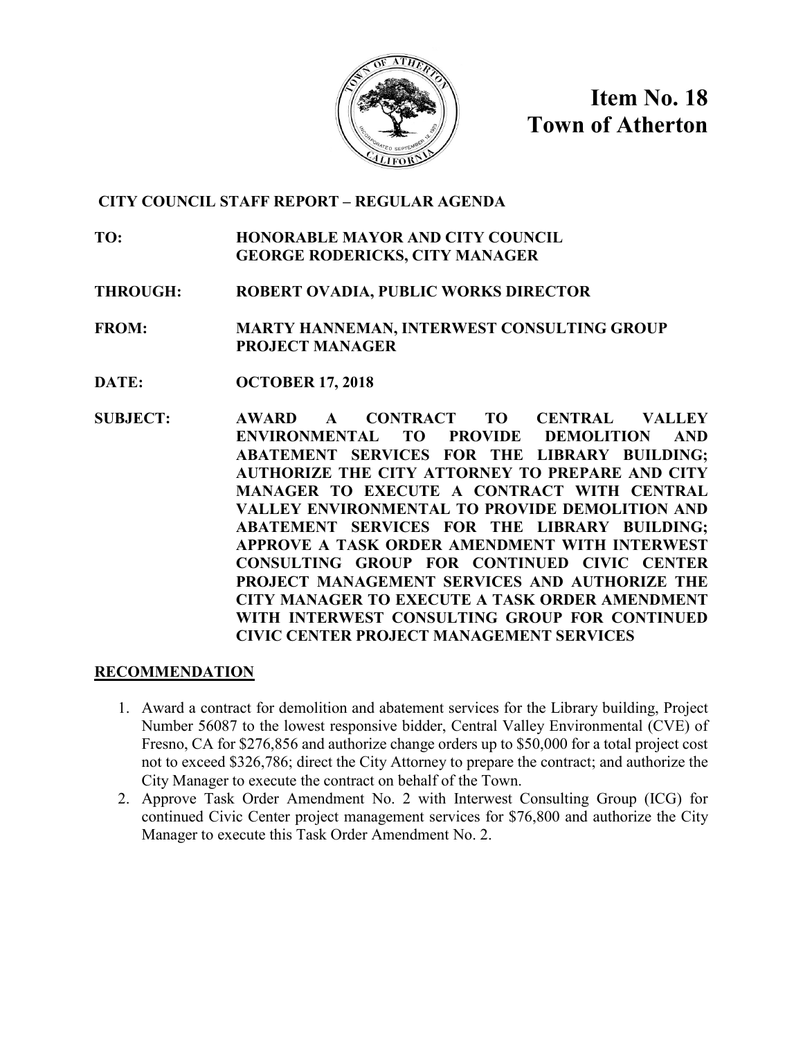# Item No. 18
# Town of Atherton

**CITY COUNCIL STAFF REPORT – REGULAR AGENDA**

**TO:** HONORABLE MAYOR AND CITY COUNCIL
GEORGE RODERICKS, CITY MANAGER

**THROUGH:** ROBERT OVADIA, PUBLIC WORKS DIRECTOR

**FROM:** MARTY HANNEMAN, INTERWEST CONSULTING GROUP PROJECT MANAGER

**DATE:** OCTOBER 17, 2018

**SUBJECT:** AWARD A CONTRACT TO CENTRAL VALLEY ENVIRONMENTAL TO PROVIDE DEMOLITION AND ABATEMENT SERVICES FOR THE LIBRARY BUILDING; AUTHORIZE THE CITY ATTORNEY TO PREPARE AND CITY MANAGER TO EXECUTE A CONTRACT WITH CENTRAL VALLEY ENVIRONMENTAL TO PROVIDE DEMOLITION AND ABATEMENT SERVICES FOR THE LIBRARY BUILDING; APPROVE A TASK ORDER AMENDMENT WITH INTERWEST CONSULTING GROUP FOR CONTINUED CIVIC CENTER PROJECT MANAGEMENT SERVICES AND AUTHORIZE THE CITY MANAGER TO EXECUTE A TASK ORDER AMENDMENT WITH INTERWEST CONSULTING GROUP FOR CONTINUED CIVIC CENTER PROJECT MANAGEMENT SERVICES

## RECOMMENDATION

1. Award a contract for demolition and abatement services for the Library building, Project Number 56087 to the lowest responsive bidder, Central Valley Environmental (CVE) of Fresno, CA for $276,856 and authorize change orders up to $50,000 for a total project cost not to exceed $326,786; direct the City Attorney to prepare the contract; and authorize the City Manager to execute the contract on behalf of the Town.
2. Approve Task Order Amendment No. 2 with Interwest Consulting Group (ICG) for continued Civic Center project management services for $76,800 and authorize the City Manager to execute this Task Order Amendment No. 2.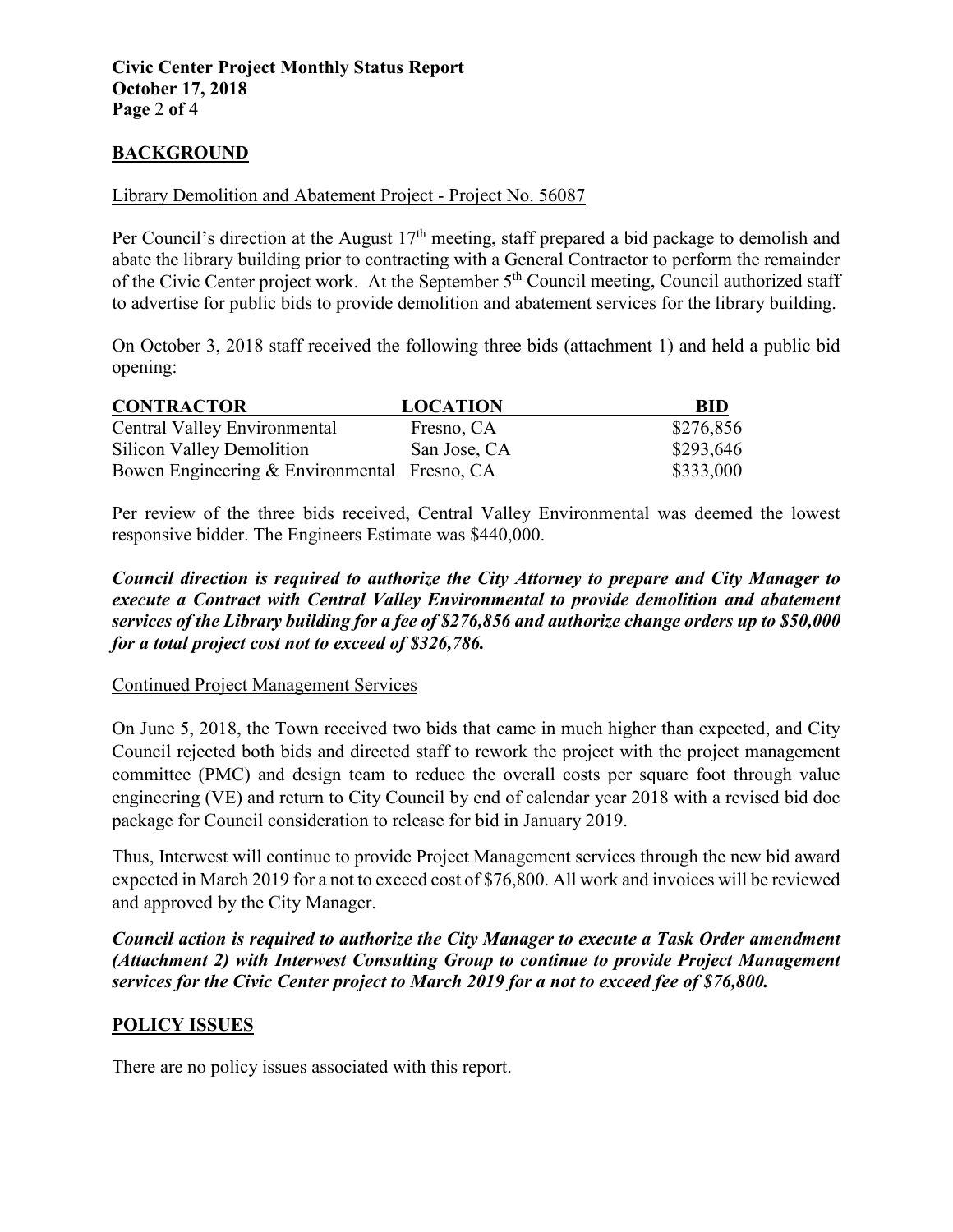## BACKGROUND

Library Demolition and Abatement Project - Project No. 56087

Per Council's direction at the August 17th meeting, staff prepared a bid package to demolish and abate the library building prior to contracting with a General Contractor to perform the remainder of the Civic Center project work. At the September 5th Council meeting, Council authorized staff to advertise for public bids to provide demolition and abatement services for the library building.

On October 3, 2018 staff received the following three bids (attachment 1) and held a public bid opening:

| CONTRACTOR | LOCATION | BID |
|---|---|---|
| Central Valley Environmental | Fresno, CA | $276,856 |
| Silicon Valley Demolition | San Jose, CA | $293,646 |
| Bowen Engineering & Environmental | Fresno, CA | $333,000 |

Per review of the three bids received, Central Valley Environmental was deemed the lowest responsive bidder. The Engineers Estimate was $440,000.

***Council direction is required to authorize the City Attorney to prepare and City Manager to execute a Contract with Central Valley Environmental to provide demolition and abatement services of the Library building for a fee of $276,856 and authorize change orders up to $50,000 for a total project cost not to exceed of $326,786.***

Continued Project Management Services

On June 5, 2018, the Town received two bids that came in much higher than expected, and City Council rejected both bids and directed staff to rework the project with the project management committee (PMC) and design team to reduce the overall costs per square foot through value engineering (VE) and return to City Council by end of calendar year 2018 with a revised bid doc package for Council consideration to release for bid in January 2019.

Thus, Interwest will continue to provide Project Management services through the new bid award expected in March 2019 for a not to exceed cost of $76,800. All work and invoices will be reviewed and approved by the City Manager.

***Council action is required to authorize the City Manager to execute a Task Order amendment (Attachment 2) with Interwest Consulting Group to continue to provide Project Management services for the Civic Center project to March 2019 for a not to exceed fee of $76,800.***

## POLICY ISSUES

There are no policy issues associated with this report.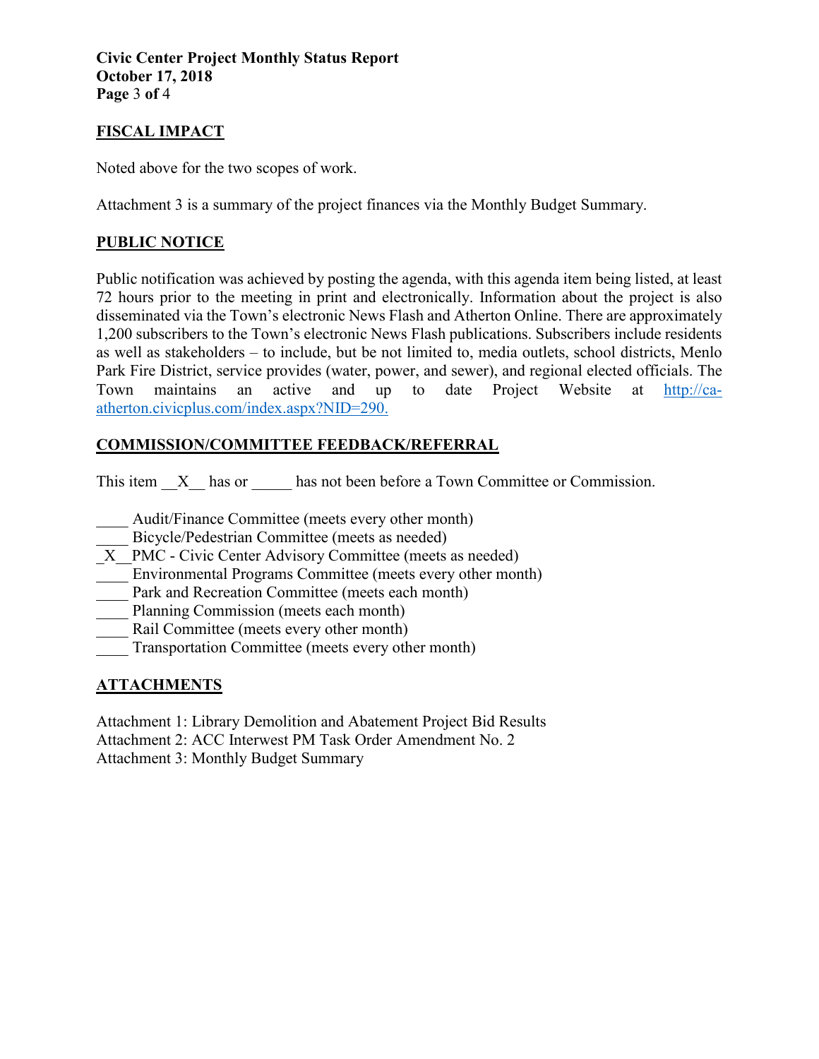## FISCAL IMPACT

Noted above for the two scopes of work.

Attachment 3 is a summary of the project finances via the Monthly Budget Summary.

## PUBLIC NOTICE

Public notification was achieved by posting the agenda, with this agenda item being listed, at least 72 hours prior to the meeting in print and electronically. Information about the project is also disseminated via the Town's electronic News Flash and Atherton Online. There are approximately 1,200 subscribers to the Town's electronic News Flash publications. Subscribers include residents as well as stakeholders – to include, but be not limited to, media outlets, school districts, Menlo Park Fire District, service provides (water, power, and sewer), and regional elected officials. The Town maintains an active and up to date Project Website at [http://ca-atherton.civicplus.com/index.aspx?NID=290.](http://ca-atherton.civicplus.com/index.aspx?NID=290)

## COMMISSION/COMMITTEE FEEDBACK/REFERRAL

This item \_\_X\_\_ has or \_\_\_\_\_ has not been before a Town Committee or Commission.

\_\_\_\_ Audit/Finance Committee (meets every other month)
\_\_\_\_ Bicycle/Pedestrian Committee (meets as needed)
\_X\_\_PMC - Civic Center Advisory Committee (meets as needed)
\_\_\_\_ Environmental Programs Committee (meets every other month)
\_\_\_\_ Park and Recreation Committee (meets each month)
\_\_\_\_ Planning Commission (meets each month)
\_\_\_\_ Rail Committee (meets every other month)
\_\_\_\_ Transportation Committee (meets every other month)

## ATTACHMENTS

Attachment 1: Library Demolition and Abatement Project Bid Results
Attachment 2: ACC Interwest PM Task Order Amendment No. 2
Attachment 3: Monthly Budget Summary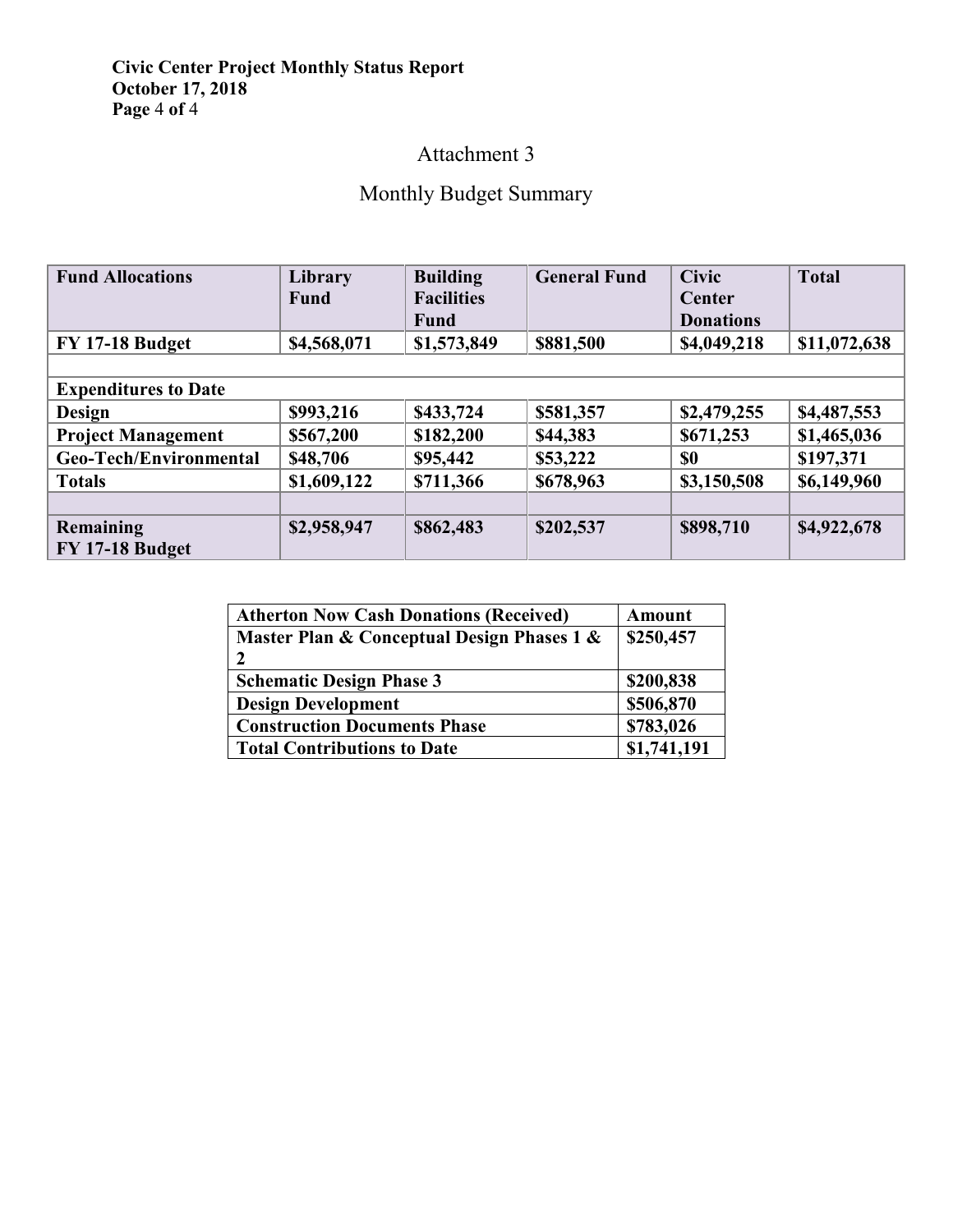## Attachment 3

## Monthly Budget Summary

| Fund Allocations | Library Fund | Building Facilities Fund | General Fund | Civic Center Donations | Total |
|---|---|---|---|---|---|
| **FY 17-18 Budget** | **$4,568,071** | **$1,573,849** | **$881,500** | **$4,049,218** | **$11,072,638** |
| | | | | | |
| **Expenditures to Date** | | | | | |
| **Design** | **$993,216** | **$433,724** | **$581,357** | **$2,479,255** | **$4,487,553** |
| **Project Management** | **$567,200** | **$182,200** | **$44,383** | **$671,253** | **$1,465,036** |
| **Geo-Tech/Environmental** | **$48,706** | **$95,442** | **$53,222** | **$0** | **$197,371** |
| **Totals** | **$1,609,122** | **$711,366** | **$678,963** | **$3,150,508** | **$6,149,960** |
| | | | | | |
| **Remaining FY 17-18 Budget** | **$2,958,947** | **$862,483** | **$202,537** | **$898,710** | **$4,922,678** |

| Atherton Now Cash Donations (Received) | Amount |
|---|---|
| **Master Plan & Conceptual Design Phases 1 & 2** | **$250,457** |
| **Schematic Design Phase 3** | **$200,838** |
| **Design Development** | **$506,870** |
| **Construction Documents Phase** | **$783,026** |
| **Total Contributions to Date** | **$1,741,191** |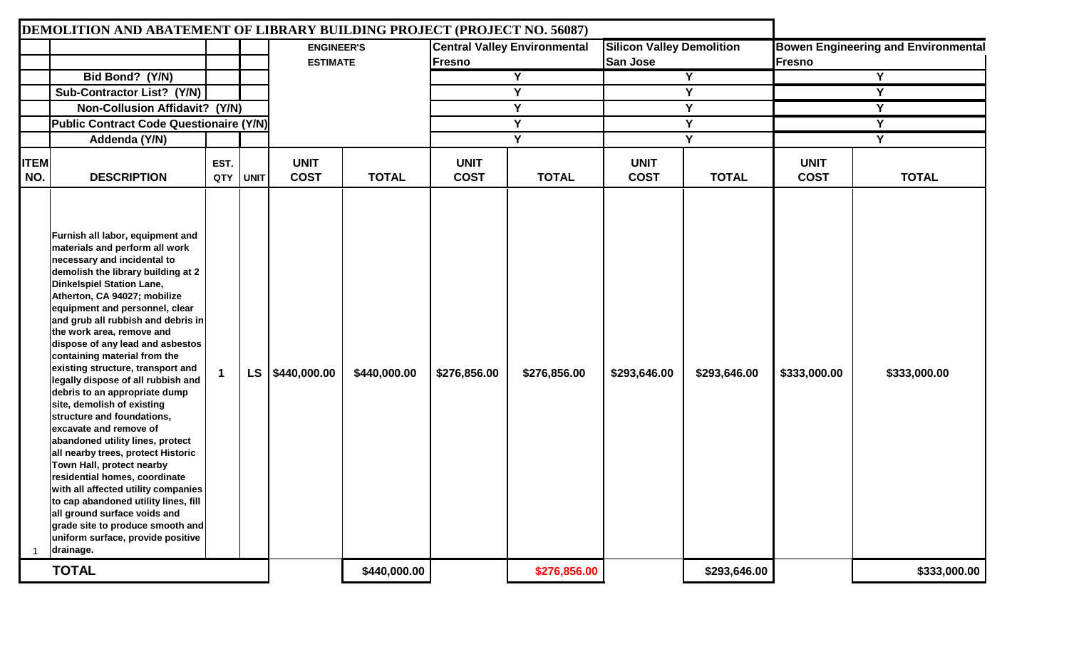# DEMOLITION AND ABATEMENT OF LIBRARY BUILDING PROJECT (PROJECT NO. 56087)

| | | | | ENGINEER'S ESTIMATE | | Central Valley Environmental Fresno | | Silicon Valley Demolition San Jose | | Bowen Engineering and Environmental Fresno | |
|---|---|---|---|---|---|---|---|---|---|---|---|
| | Bid Bond? (Y/N) | | | | | Y | | Y | | Y | |
| | Sub-Contractor List? (Y/N) | | | | | Y | | Y | | Y | |
| | Non-Collusion Affidavit? (Y/N) | | | | | Y | | Y | | Y | |
| | Public Contract Code Questionaire (Y/N) | | | | | Y | | Y | | Y | |
| | Addenda (Y/N) | | | | | Y | | Y | | Y | |
| ITEM NO. | DESCRIPTION | EST. QTY | UNIT | UNIT COST | TOTAL | UNIT COST | TOTAL | UNIT COST | TOTAL | UNIT COST | TOTAL |
| 1 | Furnish all labor, equipment and materials and perform all work necessary and incidental to demolish the library building at 2 Dinkelspiel Station Lane, Atherton, CA 94027; mobilize equipment and personnel, clear and grub all rubbish and debris in the work area, remove and dispose of any lead and asbestos containing material from the existing structure, transport and legally dispose of all rubbish and debris to an appropriate dump site, demolish of existing structure and foundations, excavate and remove of abandoned utility lines, protect all nearby trees, protect Historic Town Hall, protect nearby residential homes, coordinate with all affected utility companies to cap abandoned utility lines, fill all ground surface voids and grade site to produce smooth and uniform surface, provide positive drainage. | 1 | LS | $440,000.00 | $440,000.00 | $276,856.00 | $276,856.00 | $293,646.00 | $293,646.00 | $333,000.00 | $333,000.00 |
| | TOTAL | | | | $440,000.00 | | $276,856.00 | | $293,646.00 | | $333,000.00 |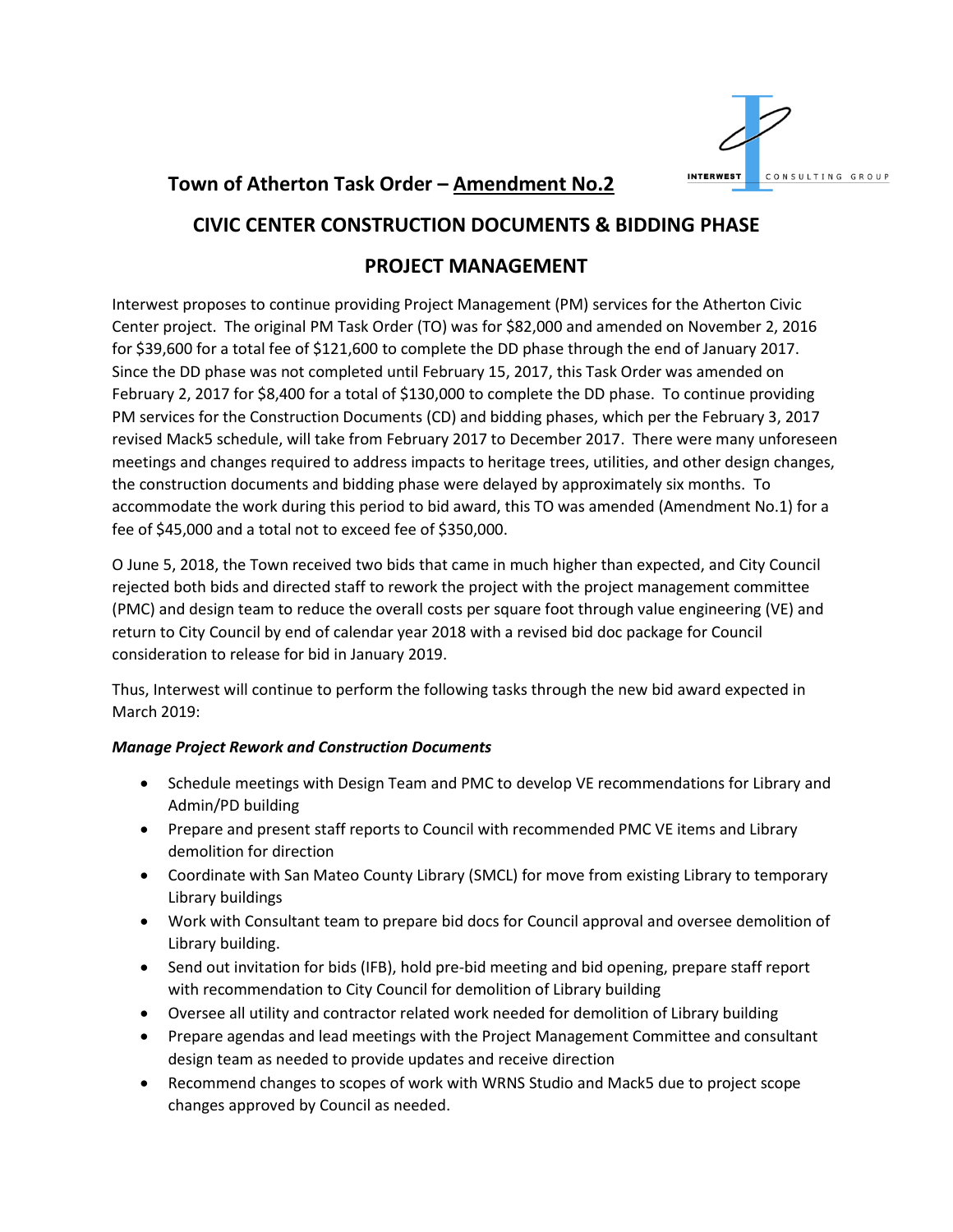# Town of Atherton Task Order – Amendment No.2

## CIVIC CENTER CONSTRUCTION DOCUMENTS & BIDDING PHASE

## PROJECT MANAGEMENT

Interwest proposes to continue providing Project Management (PM) services for the Atherton Civic Center project. The original PM Task Order (TO) was for $82,000 and amended on November 2, 2016 for $39,600 for a total fee of $121,600 to complete the DD phase through the end of January 2017. Since the DD phase was not completed until February 15, 2017, this Task Order was amended on February 2, 2017 for $8,400 for a total of $130,000 to complete the DD phase. To continue providing PM services for the Construction Documents (CD) and bidding phases, which per the February 3, 2017 revised Mack5 schedule, will take from February 2017 to December 2017. There were many unforeseen meetings and changes required to address impacts to heritage trees, utilities, and other design changes, the construction documents and bidding phase were delayed by approximately six months. To accommodate the work during this period to bid award, this TO was amended (Amendment No.1) for a fee of $45,000 and a total not to exceed fee of $350,000.

O June 5, 2018, the Town received two bids that came in much higher than expected, and City Council rejected both bids and directed staff to rework the project with the project management committee (PMC) and design team to reduce the overall costs per square foot through value engineering (VE) and return to City Council by end of calendar year 2018 with a revised bid doc package for Council consideration to release for bid in January 2019.

Thus, Interwest will continue to perform the following tasks through the new bid award expected in March 2019:

***Manage Project Rework and Construction Documents***

- Schedule meetings with Design Team and PMC to develop VE recommendations for Library and Admin/PD building
- Prepare and present staff reports to Council with recommended PMC VE items and Library demolition for direction
- Coordinate with San Mateo County Library (SMCL) for move from existing Library to temporary Library buildings
- Work with Consultant team to prepare bid docs for Council approval and oversee demolition of Library building.
- Send out invitation for bids (IFB), hold pre-bid meeting and bid opening, prepare staff report with recommendation to City Council for demolition of Library building
- Oversee all utility and contractor related work needed for demolition of Library building
- Prepare agendas and lead meetings with the Project Management Committee and consultant design team as needed to provide updates and receive direction
- Recommend changes to scopes of work with WRNS Studio and Mack5 due to project scope changes approved by Council as needed.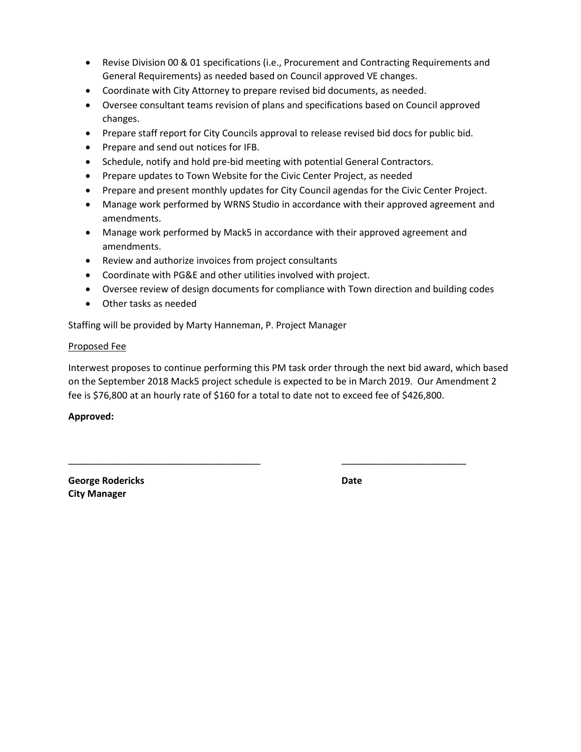- Revise Division 00 & 01 specifications (i.e., Procurement and Contracting Requirements and General Requirements) as needed based on Council approved VE changes.
- Coordinate with City Attorney to prepare revised bid documents, as needed.
- Oversee consultant teams revision of plans and specifications based on Council approved changes.
- Prepare staff report for City Councils approval to release revised bid docs for public bid.
- Prepare and send out notices for IFB.
- Schedule, notify and hold pre-bid meeting with potential General Contractors.
- Prepare updates to Town Website for the Civic Center Project, as needed
- Prepare and present monthly updates for City Council agendas for the Civic Center Project.
- Manage work performed by WRNS Studio in accordance with their approved agreement and amendments.
- Manage work performed by Mack5 in accordance with their approved agreement and amendments.
- Review and authorize invoices from project consultants
- Coordinate with PG&E and other utilities involved with project.
- Oversee review of design documents for compliance with Town direction and building codes
- Other tasks as needed

Staffing will be provided by Marty Hanneman, P. Project Manager

<u>Proposed Fee</u>

Interwest proposes to continue performing this PM task order through the next bid award, which based on the September 2018 Mack5 project schedule is expected to be in March 2019. Our Amendment 2 fee is $76,800 at an hourly rate of $160 for a total to date not to exceed fee of $426,800.

**Approved:**

_____________________________________ ________________________

**George Rodericks** **Date**
**City Manager**